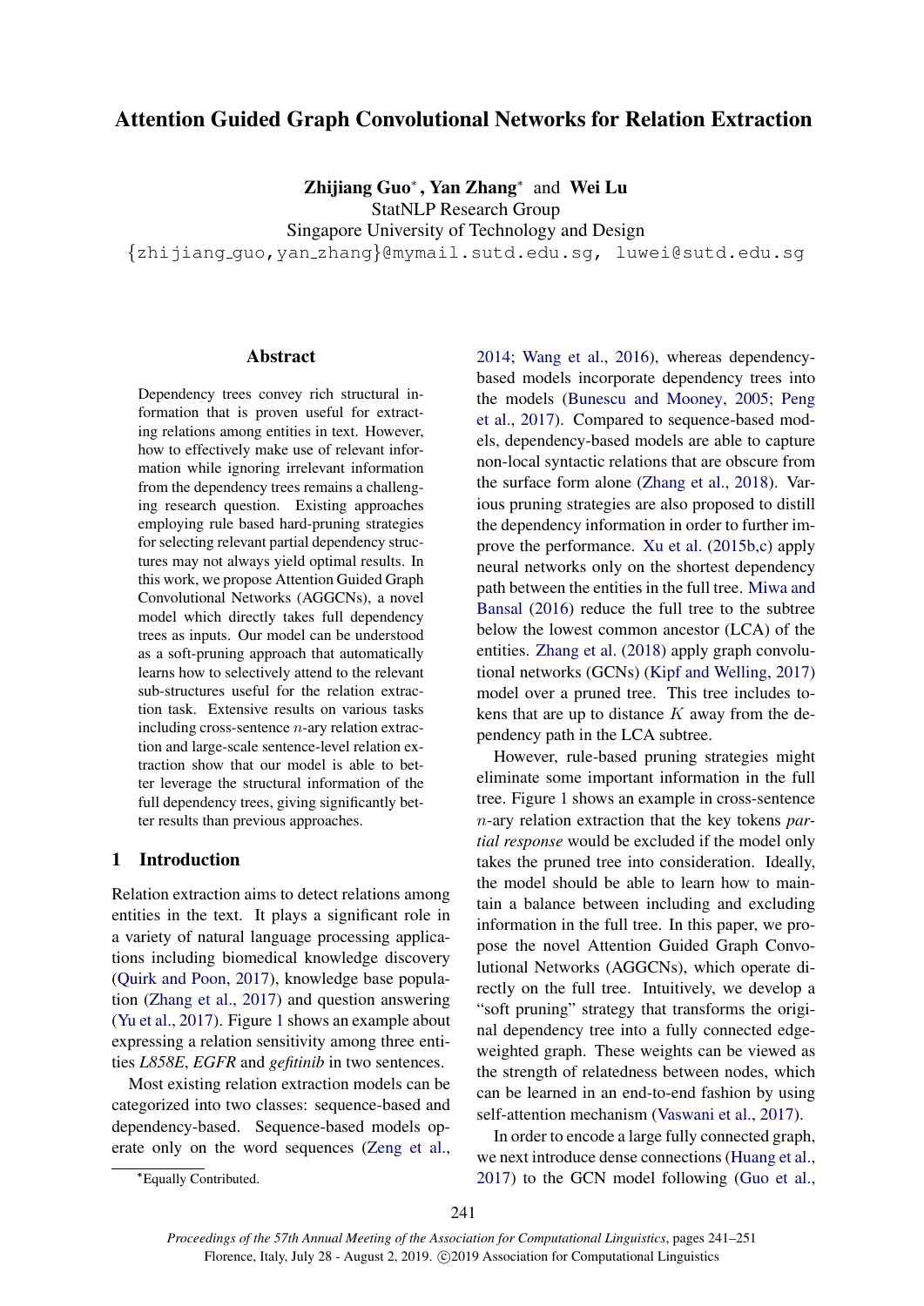# Attention Guided Graph Convolutional Networks for Relation Extraction

**Zhijiang Guo**\*, **Yan Zhang**\* and **Wei Lu**

StatNLP Research Group

Singapore University of Technology and Design

{zhijiang_guo,yan_zhang}@mymail.sutd.edu.sg, luwei@sutd.edu.sg

## Abstract

Dependency trees convey rich structural information that is proven useful for extracting relations among entities in text. However, how to effectively make use of relevant information while ignoring irrelevant information from the dependency trees remains a challenging research question. Existing approaches employing rule based hard-pruning strategies for selecting relevant partial dependency structures may not always yield optimal results. In this work, we propose Attention Guided Graph Convolutional Networks (AGGCNs), a novel model which directly takes full dependency trees as inputs. Our model can be understood as a soft-pruning approach that automatically learns how to selectively attend to the relevant sub-structures useful for the relation extraction task. Extensive results on various tasks including cross-sentence $n$-ary relation extraction and large-scale sentence-level relation extraction show that our model is able to better leverage the structural information of the full dependency trees, giving significantly better results than previous approaches.

## 1 Introduction

Relation extraction aims to detect relations among entities in the text. It plays a significant role in a variety of natural language processing applications including biomedical knowledge discovery (Quirk and Poon, 2017), knowledge base population (Zhang et al., 2017) and question answering (Yu et al., 2017). Figure 1 shows an example about expressing a relation sensitivity among three entities *L858E*, *EGFR* and *gefitinib* in two sentences.

Most existing relation extraction models can be categorized into two classes: sequence-based and dependency-based. Sequence-based models operate only on the word sequences (Zeng et al., 2014; Wang et al., 2016), whereas dependency-based models incorporate dependency trees into the models (Bunescu and Mooney, 2005; Peng et al., 2017). Compared to sequence-based models, dependency-based models are able to capture non-local syntactic relations that are obscure from the surface form alone (Zhang et al., 2018). Various pruning strategies are also proposed to distill the dependency information in order to further improve the performance. Xu et al. (2015b,c) apply neural networks only on the shortest dependency path between the entities in the full tree. Miwa and Bansal (2016) reduce the full tree to the subtree below the lowest common ancestor (LCA) of the entities. Zhang et al. (2018) apply graph convolutional networks (GCNs) (Kipf and Welling, 2017) model over a pruned tree. This tree includes tokens that are up to distance $K$ away from the dependency path in the LCA subtree.

However, rule-based pruning strategies might eliminate some important information in the full tree. Figure 1 shows an example in cross-sentence $n$-ary relation extraction that the key tokens *partial response* would be excluded if the model only takes the pruned tree into consideration. Ideally, the model should be able to learn how to maintain a balance between including and excluding information in the full tree. In this paper, we propose the novel Attention Guided Graph Convolutional Networks (AGGCNs), which operate directly on the full tree. Intuitively, we develop a "soft pruning" strategy that transforms the original dependency tree into a fully connected edge-weighted graph. These weights can be viewed as the strength of relatedness between nodes, which can be learned in an end-to-end fashion by using self-attention mechanism (Vaswani et al., 2017).

In order to encode a large fully connected graph, we next introduce dense connections (Huang et al., 2017) to the GCN model following (Guo et al.,

\*Equally Contributed.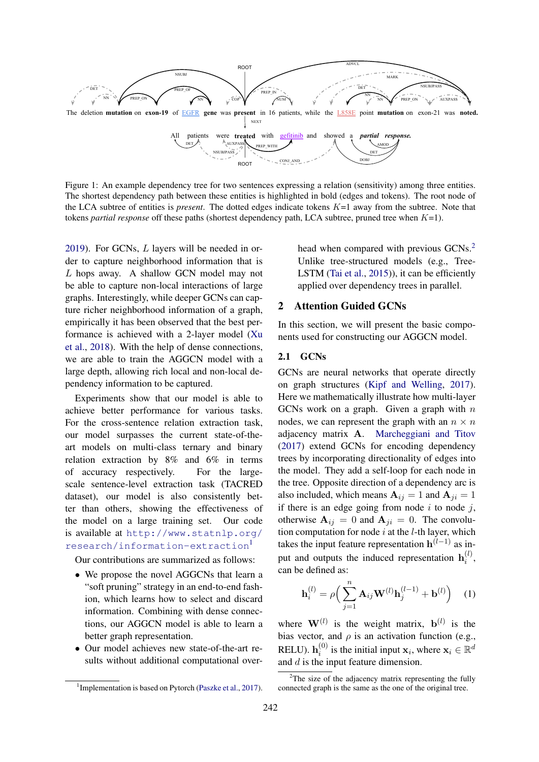The deletion **mutation** on **exon-19** of EGFR **gene** was **present** in 16 patients, while the L858E point **mutation** on exon-21 was **noted.**

All patients were **treated** with gefitinib and showed a *partial response.*

Figure 1: An example dependency tree for two sentences expressing a relation (sensitivity) among three entities. The shortest dependency path between these entities is highlighted in bold (edges and tokens). The root node of the LCA subtree of entities is *present*. The dotted edges indicate tokens $K$=1 away from the subtree. Note that tokens *partial response* off these paths (shortest dependency path, LCA subtree, pruned tree when $K$=1).

2019). For GCNs, $L$ layers will be needed in order to capture neighborhood information that is $L$ hops away. A shallow GCN model may not be able to capture non-local interactions of large graphs. Interestingly, while deeper GCNs can capture richer neighborhood information of a graph, empirically it has been observed that the best performance is achieved with a 2-layer model (Xu et al., 2018). With the help of dense connections, we are able to train the AGGCN model with a large depth, allowing rich local and non-local dependency information to be captured.

Experiments show that our model is able to achieve better performance for various tasks. For the cross-sentence relation extraction task, our model surpasses the current state-of-the-art models on multi-class ternary and binary relation extraction by 8% and 6% in terms of accuracy respectively. For the large-scale sentence-level extraction task (TACRED dataset), our model is also consistently better than others, showing the effectiveness of the model on a large training set. Our code is available at http://www.statnlp.org/research/information-extraction[1]

Our contributions are summarized as follows:

- We propose the novel AGGCNs that learn a "soft pruning" strategy in an end-to-end fashion, which learns how to select and discard information. Combining with dense connections, our AGGCN model is able to learn a better graph representation.
- Our model achieves new state-of-the-art results without additional computational overhead when compared with previous GCNs.[2] Unlike tree-structured models (e.g., Tree-LSTM (Tai et al., 2015)), it can be efficiently applied over dependency trees in parallel.

## 2 Attention Guided GCNs

In this section, we will present the basic components used for constructing our AGGCN model.

### 2.1 GCNs

GCNs are neural networks that operate directly on graph structures (Kipf and Welling, 2017). Here we mathematically illustrate how multi-layer GCNs work on a graph. Given a graph with $n$ nodes, we can represent the graph with an $n \times n$ adjacency matrix $\mathbf{A}$. Marcheggiani and Titov (2017) extend GCNs for encoding dependency trees by incorporating directionality of edges into the model. They add a self-loop for each node in the tree. Opposite direction of a dependency arc is also included, which means $\mathbf{A}_{ij} = 1$ and $\mathbf{A}_{ji} = 1$ if there is an edge going from node $i$ to node $j$, otherwise $\mathbf{A}_{ij} = 0$ and $\mathbf{A}_{ji} = 0$. The convolution computation for node $i$ at the $l$-th layer, which takes the input feature representation $\mathbf{h}^{(l-1)}$ as input and outputs the induced representation $\mathbf{h}_i^{(l)}$, can be defined as:

$$\mathbf{h}_i^{(l)} = \rho\Big(\sum_{j=1}^{n} \mathbf{A}_{ij}\mathbf{W}^{(l)}\mathbf{h}_j^{(l-1)} + \mathbf{b}^{(l)}\Big) \quad (1)$$

where $\mathbf{W}^{(l)}$ is the weight matrix, $\mathbf{b}^{(l)}$ is the bias vector, and $\rho$ is an activation function (e.g., RELU). $\mathbf{h}_i^{(0)}$ is the initial input $\mathbf{x}_i$, where $\mathbf{x}_i \in \mathbb{R}^d$ and $d$ is the input feature dimension.

[1] Implementation is based on Pytorch (Paszke et al., 2017).

[2] The size of the adjacency matrix representing the fully connected graph is the same as the one of the original tree.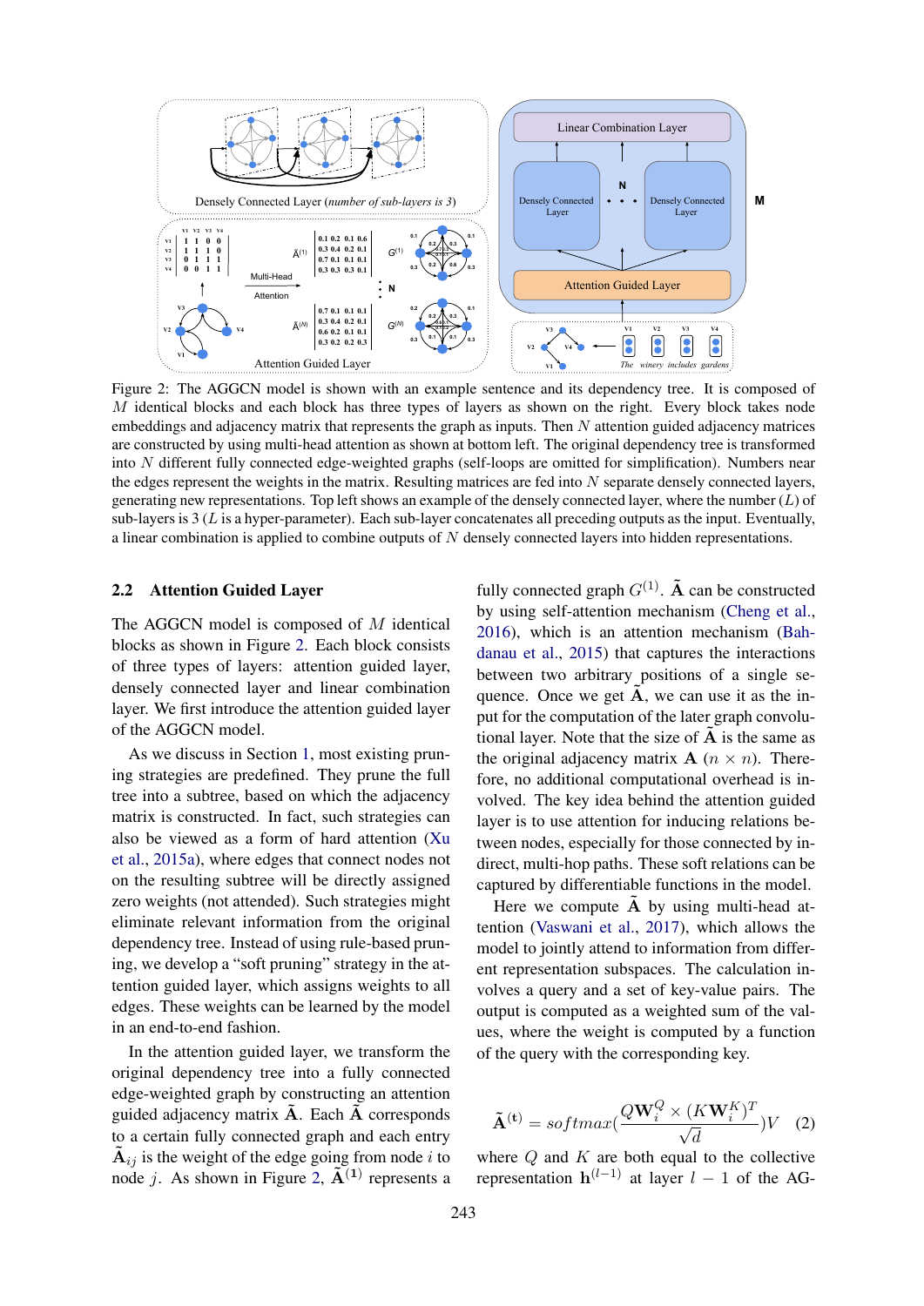Figure 2: The AGGCN model is shown with an example sentence and its dependency tree. It is composed of $M$ identical blocks and each block has three types of layers as shown on the right. Every block takes node embeddings and adjacency matrix that represents the graph as inputs. Then $N$ attention guided adjacency matrices are constructed by using multi-head attention as shown at bottom left. The original dependency tree is transformed into $N$ different fully connected edge-weighted graphs (self-loops are omitted for simplification). Numbers near the edges represent the weights in the matrix. Resulting matrices are fed into $N$ separate densely connected layers, generating new representations. Top left shows an example of the densely connected layer, where the number ($L$) of sub-layers is 3 ($L$ is a hyper-parameter). Each sub-layer concatenates all preceding outputs as the input. Eventually, a linear combination is applied to combine outputs of $N$ densely connected layers into hidden representations.

## 2.2 Attention Guided Layer

The AGGCN model is composed of $M$ identical blocks as shown in Figure 2. Each block consists of three types of layers: attention guided layer, densely connected layer and linear combination layer. We first introduce the attention guided layer of the AGGCN model.

As we discuss in Section 1, most existing pruning strategies are predefined. They prune the full tree into a subtree, based on which the adjacency matrix is constructed. In fact, such strategies can also be viewed as a form of hard attention (Xu et al., 2015a), where edges that connect nodes not on the resulting subtree will be directly assigned zero weights (not attended). Such strategies might eliminate relevant information from the original dependency tree. Instead of using rule-based pruning, we develop a "soft pruning" strategy in the attention guided layer, which assigns weights to all edges. These weights can be learned by the model in an end-to-end fashion.

In the attention guided layer, we transform the original dependency tree into a fully connected edge-weighted graph by constructing an attention guided adjacency matrix $\tilde{\mathbf{A}}$. Each $\tilde{\mathbf{A}}$ corresponds to a certain fully connected graph and each entry $\tilde{\mathbf{A}}_{ij}$ is the weight of the edge going from node $i$ to node $j$. As shown in Figure 2, $\tilde{\mathbf{A}}^{(1)}$ represents a fully connected graph $G^{(1)}$. $\tilde{\mathbf{A}}$ can be constructed by using self-attention mechanism (Cheng et al., 2016), which is an attention mechanism (Bahdanau et al., 2015) that captures the interactions between two arbitrary positions of a single sequence. Once we get $\tilde{\mathbf{A}}$, we can use it as the input for the computation of the later graph convolutional layer. Note that the size of $\tilde{\mathbf{A}}$ is the same as the original adjacency matrix $\mathbf{A}$ ($n \times n$). Therefore, no additional computational overhead is involved. The key idea behind the attention guided layer is to use attention for inducing relations between nodes, especially for those connected by indirect, multi-hop paths. These soft relations can be captured by differentiable functions in the model.

Here we compute $\tilde{\mathbf{A}}$ by using multi-head attention (Vaswani et al., 2017), which allows the model to jointly attend to information from different representation subspaces. The calculation involves a query and a set of key-value pairs. The output is computed as a weighted sum of the values, where the weight is computed by a function of the query with the corresponding key.

$$\tilde{\mathbf{A}}^{(\mathbf{t})} = softmax(\frac{Q\mathbf{W}_i^Q \times (K\mathbf{W}_i^K)^T}{\sqrt{d}})V \quad (2)$$

where $Q$ and $K$ are both equal to the collective representation $\mathbf{h}^{(l-1)}$ at layer $l-1$ of the AG-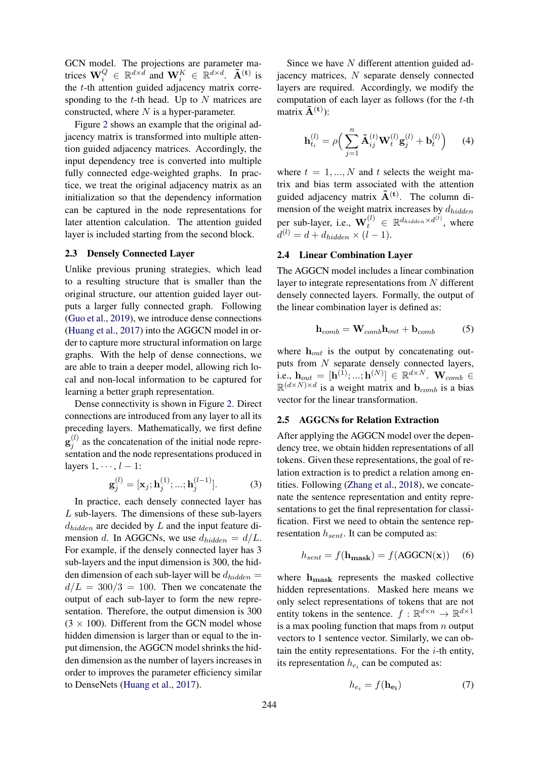GCN model. The projections are parameter matrices $\mathbf{W}_i^Q \in \mathbb{R}^{d \times d}$ and $\mathbf{W}_i^K \in \mathbb{R}^{d \times d}$. $\tilde{\mathbf{A}}^{(\mathbf{t})}$ is the $t$-th attention guided adjacency matrix corresponding to the $t$-th head. Up to $N$ matrices are constructed, where $N$ is a hyper-parameter.

Figure 2 shows an example that the original adjacency matrix is transformed into multiple attention guided adjacency matrices. Accordingly, the input dependency tree is converted into multiple fully connected edge-weighted graphs. In practice, we treat the original adjacency matrix as an initialization so that the dependency information can be captured in the node representations for later attention calculation. The attention guided layer is included starting from the second block.

### 2.3 Densely Connected Layer

Unlike previous pruning strategies, which lead to a resulting structure that is smaller than the original structure, our attention guided layer outputs a larger fully connected graph. Following (Guo et al., 2019), we introduce dense connections (Huang et al., 2017) into the AGGCN model in order to capture more structural information on large graphs. With the help of dense connections, we are able to train a deeper model, allowing rich local and non-local information to be captured for learning a better graph representation.

Dense connectivity is shown in Figure 2. Direct connections are introduced from any layer to all its preceding layers. Mathematically, we first define $\mathbf{g}_j^{(l)}$ as the concatenation of the initial node representation and the node representations produced in layers $1, \cdots, l-1$:

$$\mathbf{g}_j^{(l)} = [\mathbf{x}_j; \mathbf{h}_j^{(1)}; ...; \mathbf{h}_j^{(l-1)}]. \quad (3)$$

In practice, each densely connected layer has $L$ sub-layers. The dimensions of these sub-layers $d_{hidden}$ are decided by $L$ and the input feature dimension $d$. In AGGCNs, we use $d_{hidden} = d/L$. For example, if the densely connected layer has 3 sub-layers and the input dimension is 300, the hidden dimension of each sub-layer will be $d_{hidden} = d/L = 300/3 = 100$. Then we concatenate the output of each sub-layer to form the new representation. Therefore, the output dimension is 300 ($3 \times 100$). Different from the GCN model whose hidden dimension is larger than or equal to the input dimension, the AGGCN model shrinks the hidden dimension as the number of layers increases in order to improves the parameter efficiency similar to DenseNets (Huang et al., 2017).

Since we have $N$ different attention guided adjacency matrices, $N$ separate densely connected layers are required. Accordingly, we modify the computation of each layer as follows (for the $t$-th matrix $\tilde{\mathbf{A}}^{(\mathbf{t})}$):

$$\mathbf{h}_{t_i}^{(l)} = \rho\Big(\sum_{j=1}^{n} \tilde{\mathbf{A}}_{ij}^{(t)} \mathbf{W}_t^{(l)} \mathbf{g}_j^{(l)} + \mathbf{b}_t^{(l)}\Big) \quad (4)$$

where $t = 1, ..., N$ and $t$ selects the weight matrix and bias term associated with the attention guided adjacency matrix $\tilde{\mathbf{A}}^{(\mathbf{t})}$. The column dimension of the weight matrix increases by $d_{hidden}$ per sub-layer, i.e., $\mathbf{W}_t^{(l)} \in \mathbb{R}^{d_{hidden} \times d^{(l)}}$, where $d^{(l)} = d + d_{hidden} \times (l-1)$.

### 2.4 Linear Combination Layer

The AGGCN model includes a linear combination layer to integrate representations from $N$ different densely connected layers. Formally, the output of the linear combination layer is defined as:

$$\mathbf{h}_{comb} = \mathbf{W}_{comb} \mathbf{h}_{out} + \mathbf{b}_{comb} \quad (5)$$

where $\mathbf{h}_{out}$ is the output by concatenating outputs from $N$ separate densely connected layers, i.e., $\mathbf{h}_{out} = [\mathbf{h}^{(1)}; ...; \mathbf{h}^{(N)}] \in \mathbb{R}^{d \times N}$. $\mathbf{W}_{comb} \in \mathbb{R}^{(d \times N) \times d}$ is a weight matrix and $\mathbf{b}_{comb}$ is a bias vector for the linear transformation.

### 2.5 AGGCNs for Relation Extraction

After applying the AGGCN model over the dependency tree, we obtain hidden representations of all tokens. Given these representations, the goal of relation extraction is to predict a relation among entities. Following (Zhang et al., 2018), we concatenate the sentence representation and entity representations to get the final representation for classification. First we need to obtain the sentence representation $h_{sent}$. It can be computed as:

$$h_{sent} = f(\mathbf{h_{mask}}) = f(\text{AGGCN}(\mathbf{x})) \quad (6)$$

where $\mathbf{h_{mask}}$ represents the masked collective hidden representations. Masked here means we only select representations of tokens that are not entity tokens in the sentence. $f : \mathbb{R}^{d \times n} \rightarrow \mathbb{R}^{d \times 1}$ is a max pooling function that maps from $n$ output vectors to 1 sentence vector. Similarly, we can obtain the entity representations. For the $i$-th entity, its representation $h_{e_i}$ can be computed as:

$$h_{e_i} = f(\mathbf{h_{e_i}}) \quad (7)$$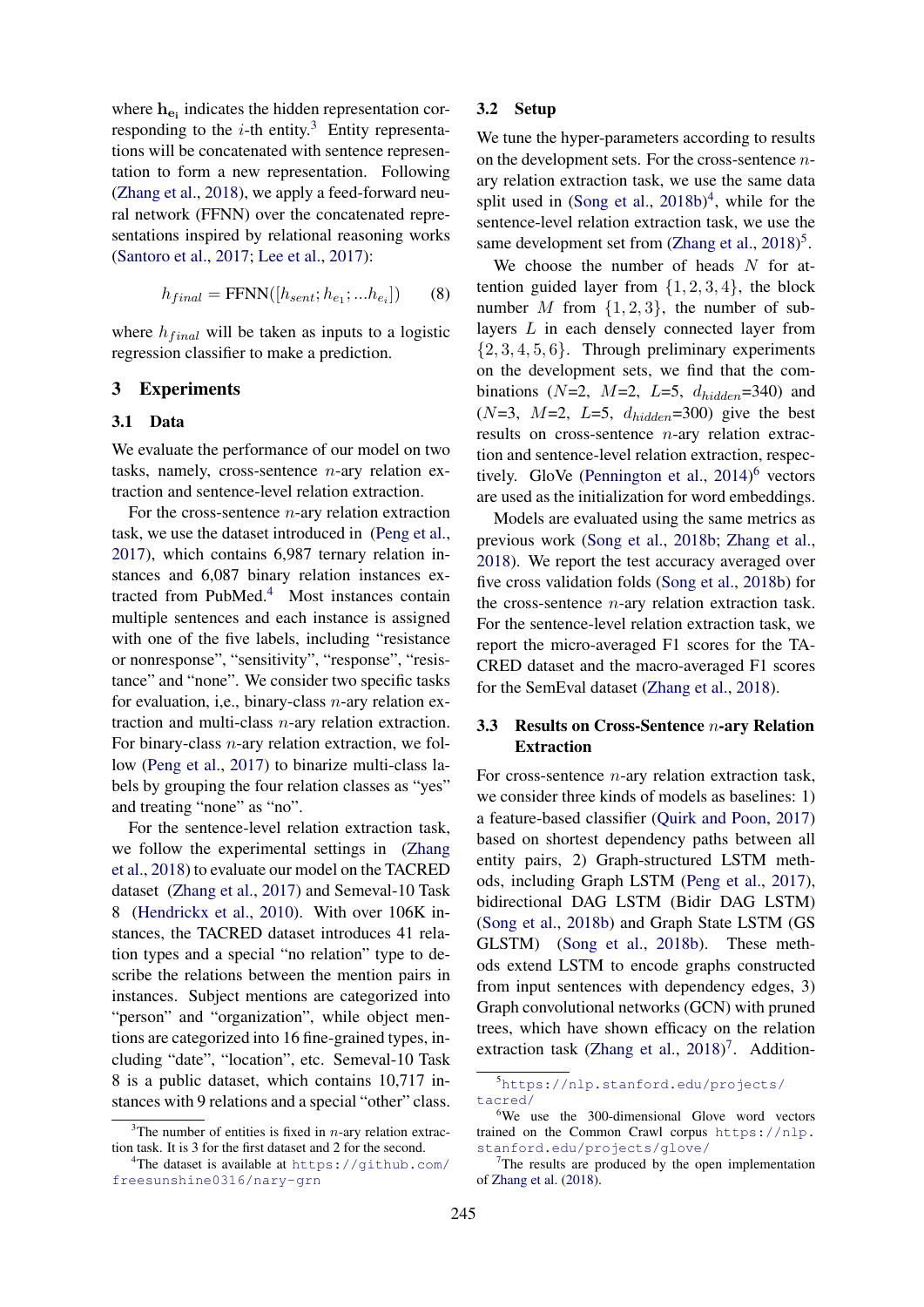where $\mathbf{h_{e_i}}$ indicates the hidden representation corresponding to the $i$-th entity.[3] Entity representations will be concatenated with sentence representation to form a new representation. Following (Zhang et al., 2018), we apply a feed-forward neural network (FFNN) over the concatenated representations inspired by relational reasoning works (Santoro et al., 2017; Lee et al., 2017):

$$h_{final} = \text{FFNN}([h_{sent}; h_{e_1}; ...h_{e_i}]) \quad (8)$$

where $h_{final}$ will be taken as inputs to a logistic regression classifier to make a prediction.

## 3 Experiments

### 3.1 Data

We evaluate the performance of our model on two tasks, namely, cross-sentence $n$-ary relation extraction and sentence-level relation extraction.

For the cross-sentence $n$-ary relation extraction task, we use the dataset introduced in (Peng et al., 2017), which contains 6,987 ternary relation instances and 6,087 binary relation instances extracted from PubMed.[4] Most instances contain multiple sentences and each instance is assigned with one of the five labels, including "resistance or nonresponse", "sensitivity", "response", "resistance" and "none". We consider two specific tasks for evaluation, i,e., binary-class $n$-ary relation extraction and multi-class $n$-ary relation extraction. For binary-class $n$-ary relation extraction, we follow (Peng et al., 2017) to binarize multi-class labels by grouping the four relation classes as "yes" and treating "none" as "no".

For the sentence-level relation extraction task, we follow the experimental settings in (Zhang et al., 2018) to evaluate our model on the TACRED dataset (Zhang et al., 2017) and Semeval-10 Task 8 (Hendrickx et al., 2010). With over 106K instances, the TACRED dataset introduces 41 relation types and a special "no relation" type to describe the relations between the mention pairs in instances. Subject mentions are categorized into "person" and "organization", while object mentions are categorized into 16 fine-grained types, including "date", "location", etc. Semeval-10 Task 8 is a public dataset, which contains 10,717 instances with 9 relations and a special "other" class.

### 3.2 Setup

We tune the hyper-parameters according to results on the development sets. For the cross-sentence $n$-ary relation extraction task, we use the same data split used in (Song et al., 2018b)[4], while for the sentence-level relation extraction task, we use the same development set from (Zhang et al., 2018)[5].

We choose the number of heads $N$ for attention guided layer from $\{1, 2, 3, 4\}$, the block number $M$ from $\{1, 2, 3\}$, the number of sublayers $L$ in each densely connected layer from $\{2, 3, 4, 5, 6\}$. Through preliminary experiments on the development sets, we find that the combinations ($N$=2, $M$=2, $L$=5, $d_{hidden}$=340) and ($N$=3, $M$=2, $L$=5, $d_{hidden}$=300) give the best results on cross-sentence $n$-ary relation extraction and sentence-level relation extraction, respectively. GloVe (Pennington et al., 2014)[6] vectors are used as the initialization for word embeddings.

Models are evaluated using the same metrics as previous work (Song et al., 2018b; Zhang et al., 2018). We report the test accuracy averaged over five cross validation folds (Song et al., 2018b) for the cross-sentence $n$-ary relation extraction task. For the sentence-level relation extraction task, we report the micro-averaged F1 scores for the TACRED dataset and the macro-averaged F1 scores for the SemEval dataset (Zhang et al., 2018).

### 3.3 Results on Cross-Sentence $n$-ary Relation Extraction

For cross-sentence $n$-ary relation extraction task, we consider three kinds of models as baselines: 1) a feature-based classifier (Quirk and Poon, 2017) based on shortest dependency paths between all entity pairs, 2) Graph-structured LSTM methods, including Graph LSTM (Peng et al., 2017), bidirectional DAG LSTM (Bidir DAG LSTM) (Song et al., 2018b) and Graph State LSTM (GS GLSTM) (Song et al., 2018b). These methods extend LSTM to encode graphs constructed from input sentences with dependency edges, 3) Graph convolutional networks (GCN) with pruned trees, which have shown efficacy on the relation extraction task (Zhang et al., 2018)[7]. Addition-

---

[3] The number of entities is fixed in $n$-ary relation extraction task. It is 3 for the first dataset and 2 for the second.

[4] The dataset is available at https://github.com/freesunshine0316/nary-grn

[5] https://nlp.stanford.edu/projects/tacred/

[6] We use the 300-dimensional Glove word vectors trained on the Common Crawl corpus https://nlp.stanford.edu/projects/glove/

[7] The results are produced by the open implementation of Zhang et al. (2018).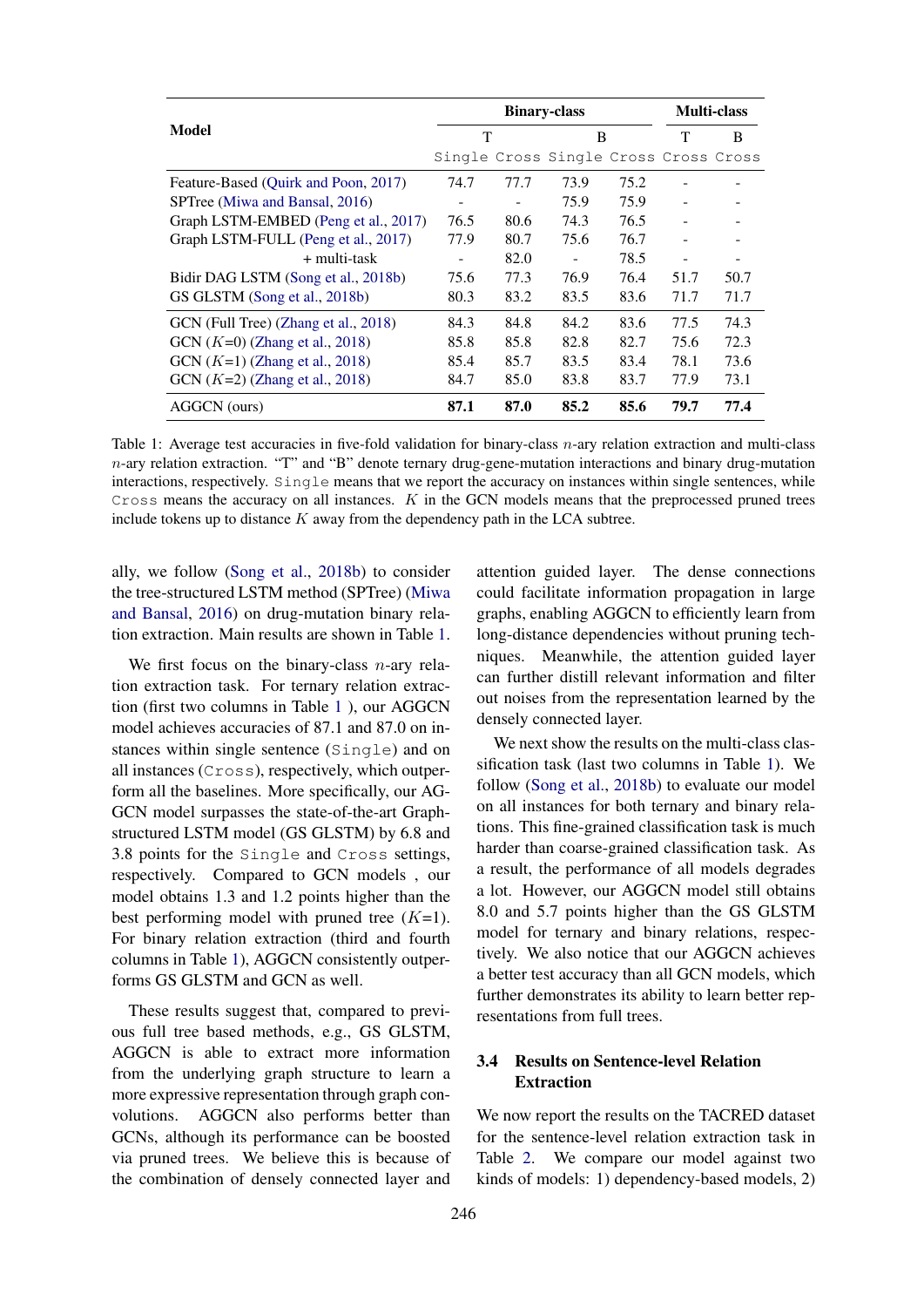| Model | Binary-class | | | | Multi-class | |
|---|---|---|---|---|---|---|
| | T | | B | | T | B |
| | Single | Cross | Single | Cross | Cross | Cross |
| Feature-Based (Quirk and Poon, 2017) | 74.7 | 77.7 | 73.9 | 75.2 | - | - |
| SPTree (Miwa and Bansal, 2016) | - | - | 75.9 | 75.9 | - | - |
| Graph LSTM-EMBED (Peng et al., 2017) | 76.5 | 80.6 | 74.3 | 76.5 | - | - |
| Graph LSTM-FULL (Peng et al., 2017) | 77.9 | 80.7 | 75.6 | 76.7 | - | - |
| + multi-task | - | 82.0 | - | 78.5 | - | - |
| Bidir DAG LSTM (Song et al., 2018b) | 75.6 | 77.3 | 76.9 | 76.4 | 51.7 | 50.7 |
| GS GLSTM (Song et al., 2018b) | 80.3 | 83.2 | 83.5 | 83.6 | 71.7 | 71.7 |
| GCN (Full Tree) (Zhang et al., 2018) | 84.3 | 84.8 | 84.2 | 83.6 | 77.5 | 74.3 |
| GCN ($K$=0) (Zhang et al., 2018) | 85.8 | 85.8 | 82.8 | 82.7 | 75.6 | 72.3 |
| GCN ($K$=1) (Zhang et al., 2018) | 85.4 | 85.7 | 83.5 | 83.4 | 78.1 | 73.6 |
| GCN ($K$=2) (Zhang et al., 2018) | 84.7 | 85.0 | 83.8 | 83.7 | 77.9 | 73.1 |
| AGGCN (ours) | **87.1** | **87.0** | **85.2** | **85.6** | **79.7** | **77.4** |

Table 1: Average test accuracies in five-fold validation for binary-class $n$-ary relation extraction and multi-class $n$-ary relation extraction. "T" and "B" denote ternary drug-gene-mutation interactions and binary drug-mutation interactions, respectively. `Single` means that we report the accuracy on instances within single sentences, while `Cross` means the accuracy on all instances. $K$ in the GCN models means that the preprocessed pruned trees include tokens up to distance $K$ away from the dependency path in the LCA subtree.

ally, we follow (Song et al., 2018b) to consider the tree-structured LSTM method (SPTree) (Miwa and Bansal, 2016) on drug-mutation binary relation extraction. Main results are shown in Table 1.

We first focus on the binary-class $n$-ary relation extraction task. For ternary relation extraction (first two columns in Table 1 ), our AGGCN model achieves accuracies of 87.1 and 87.0 on instances within single sentence (`Single`) and on all instances (`Cross`), respectively, which outperform all the baselines. More specifically, our AGGCN model surpasses the state-of-the-art Graph-structured LSTM model (GS GLSTM) by 6.8 and 3.8 points for the `Single` and `Cross` settings, respectively. Compared to GCN models , our model obtains 1.3 and 1.2 points higher than the best performing model with pruned tree ($K$=1). For binary relation extraction (third and fourth columns in Table 1), AGGCN consistently outperforms GS GLSTM and GCN as well.

These results suggest that, compared to previous full tree based methods, e.g., GS GLSTM, AGGCN is able to extract more information from the underlying graph structure to learn a more expressive representation through graph convolutions. AGGCN also performs better than GCNs, although its performance can be boosted via pruned trees. We believe this is because of the combination of densely connected layer and attention guided layer. The dense connections could facilitate information propagation in large graphs, enabling AGGCN to efficiently learn from long-distance dependencies without pruning techniques. Meanwhile, the attention guided layer can further distill relevant information and filter out noises from the representation learned by the densely connected layer.

We next show the results on the multi-class classification task (last two columns in Table 1). We follow (Song et al., 2018b) to evaluate our model on all instances for both ternary and binary relations. This fine-grained classification task is much harder than coarse-grained classification task. As a result, the performance of all models degrades a lot. However, our AGGCN model still obtains 8.0 and 5.7 points higher than the GS GLSTM model for ternary and binary relations, respectively. We also notice that our AGGCN achieves a better test accuracy than all GCN models, which further demonstrates its ability to learn better representations from full trees.

### 3.4 Results on Sentence-level Relation Extraction

We now report the results on the TACRED dataset for the sentence-level relation extraction task in Table 2. We compare our model against two kinds of models: 1) dependency-based models, 2)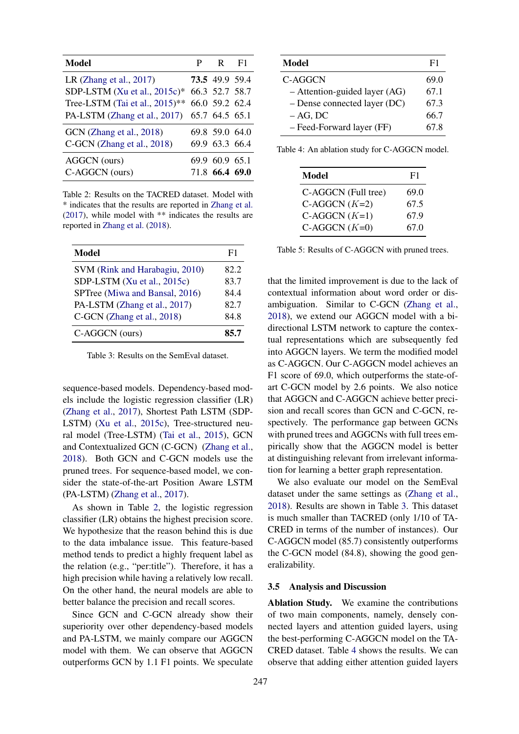| Model | P | R | F1 |
|---|---|---|---|
| LR (Zhang et al., 2017) | **73.5** | 49.9 | 59.4 |
| SDP-LSTM (Xu et al., 2015c)* | 66.3 | 52.7 | 58.7 |
| Tree-LSTM (Tai et al., 2015)** | 66.0 | 59.2 | 62.4 |
| PA-LSTM (Zhang et al., 2017) | 65.7 | 64.5 | 65.1 |
| GCN (Zhang et al., 2018) | 69.8 | 59.0 | 64.0 |
| C-GCN (Zhang et al., 2018) | 69.9 | 63.3 | 66.4 |
| AGGCN (ours) | 69.9 | 60.9 | 65.1 |
| C-AGGCN (ours) | 71.8 | **66.4** | **69.0** |

Table 2: Results on the TACRED dataset. Model with * indicates that the results are reported in Zhang et al. (2017), while model with ** indicates the results are reported in Zhang et al. (2018).

| Model | F1 |
|---|---|
| SVM (Rink and Harabagiu, 2010) | 82.2 |
| SDP-LSTM (Xu et al., 2015c) | 83.7 |
| SPTree (Miwa and Bansal, 2016) | 84.4 |
| PA-LSTM (Zhang et al., 2017) | 82.7 |
| C-GCN (Zhang et al., 2018) | 84.8 |
| C-AGGCN (ours) | **85.7** |

Table 3: Results on the SemEval dataset.

sequence-based models. Dependency-based models include the logistic regression classifier (LR) (Zhang et al., 2017), Shortest Path LSTM (SDP-LSTM) (Xu et al., 2015c), Tree-structured neural model (Tree-LSTM) (Tai et al., 2015), GCN and Contextualized GCN (C-GCN) (Zhang et al., 2018). Both GCN and C-GCN models use the pruned trees. For sequence-based model, we consider the state-of-the-art Position Aware LSTM (PA-LSTM) (Zhang et al., 2017).

As shown in Table 2, the logistic regression classifier (LR) obtains the highest precision score. We hypothesize that the reason behind this is due to the data imbalance issue. This feature-based method tends to predict a highly frequent label as the relation (e.g., "per:title"). Therefore, it has a high precision while having a relatively low recall. On the other hand, the neural models are able to better balance the precision and recall scores.

Since GCN and C-GCN already show their superiority over other dependency-based models and PA-LSTM, we mainly compare our AGGCN model with them. We can observe that AGGCN outperforms GCN by 1.1 F1 points. We speculate that the limited improvement is due to the lack of contextual information about word order or disambiguation. Similar to C-GCN (Zhang et al., 2018), we extend our AGGCN model with a bi-directional LSTM network to capture the contextual representations which are subsequently fed into AGGCN layers. We term the modified model as C-AGGCN. Our C-AGGCN model achieves an F1 score of 69.0, which outperforms the state-of-art C-GCN model by 2.6 points. We also notice that AGGCN and C-AGGCN achieve better precision and recall scores than GCN and C-GCN, respectively. The performance gap between GCNs with pruned trees and AGGCNs with full trees empirically show that the AGGCN model is better at distinguishing relevant from irrelevant information for learning a better graph representation.

We also evaluate our model on the SemEval dataset under the same settings as (Zhang et al., 2018). Results are shown in Table 3. This dataset is much smaller than TACRED (only 1/10 of TACRED in terms of the number of instances). Our C-AGGCN model (85.7) consistently outperforms the C-GCN model (84.8), showing the good generalizability.

| Model | F1 |
|---|---|
| C-AGGCN | 69.0 |
| – Attention-guided layer (AG) | 67.1 |
| – Dense connected layer (DC) | 67.3 |
| – AG, DC | 66.7 |
| – Feed-Forward layer (FF) | 67.8 |

Table 4: An ablation study for C-AGGCN model.

| Model | F1 |
|---|---|
| C-AGGCN (Full tree) | 69.0 |
| C-AGGCN ($K$=2) | 67.5 |
| C-AGGCN ($K$=1) | 67.9 |
| C-AGGCN ($K$=0) | 67.0 |

Table 5: Results of C-AGGCN with pruned trees.

### 3.5 Analysis and Discussion

**Ablation Study.** We examine the contributions of two main components, namely, densely connected layers and attention guided layers, using the best-performing C-AGGCN model on the TACRED dataset. Table 4 shows the results. We can observe that adding either attention guided layers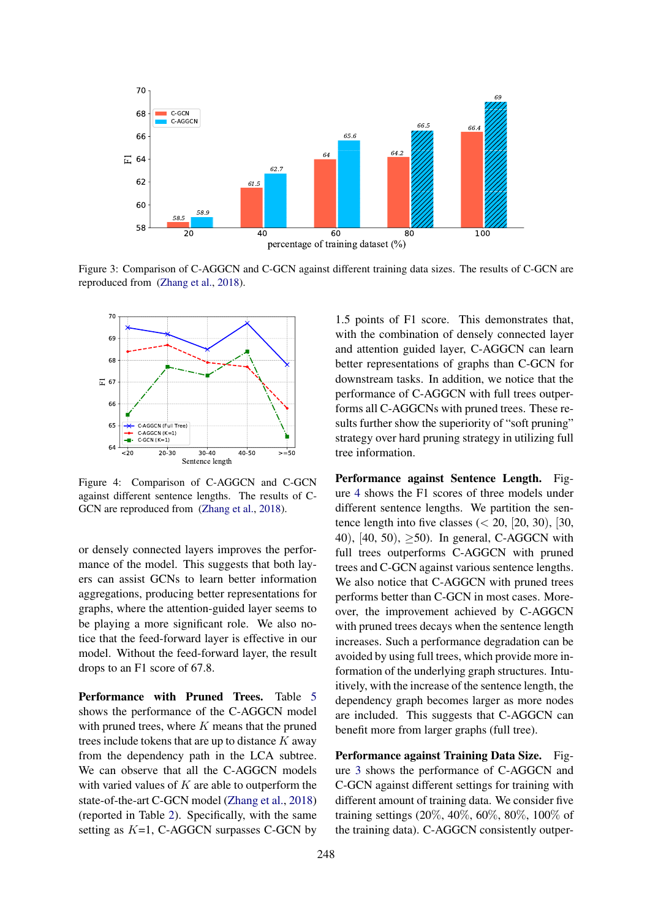Figure 3: Comparison of C-AGGCN and C-GCN against different training data sizes. The results of C-GCN are reproduced from (Zhang et al., 2018).

Figure 4: Comparison of C-AGGCN and C-GCN against different sentence lengths. The results of C-GCN are reproduced from (Zhang et al., 2018).

or densely connected layers improves the performance of the model. This suggests that both layers can assist GCNs to learn better information aggregations, producing better representations for graphs, where the attention-guided layer seems to be playing a more significant role. We also notice that the feed-forward layer is effective in our model. Without the feed-forward layer, the result drops to an F1 score of 67.8.

**Performance with Pruned Trees.** Table 5 shows the performance of the C-AGGCN model with pruned trees, where $K$ means that the pruned trees include tokens that are up to distance $K$ away from the dependency path in the LCA subtree. We can observe that all the C-AGGCN models with varied values of $K$ are able to outperform the state-of-the-art C-GCN model (Zhang et al., 2018) (reported in Table 2). Specifically, with the same setting as $K$=1, C-AGGCN surpasses C-GCN by 1.5 points of F1 score. This demonstrates that, with the combination of densely connected layer and attention guided layer, C-AGGCN can learn better representations of graphs than C-GCN for downstream tasks. In addition, we notice that the performance of C-AGGCN with full trees outperforms all C-AGGCNs with pruned trees. These results further show the superiority of "soft pruning" strategy over hard pruning strategy in utilizing full tree information.

**Performance against Sentence Length.** Figure 4 shows the F1 scores of three models under different sentence lengths. We partition the sentence length into five classes ($<20$, [20, 30), [30, 40), [40, 50), $\geq$50). In general, C-AGGCN with full trees outperforms C-AGGCN with pruned trees and C-GCN against various sentence lengths. We also notice that C-AGGCN with pruned trees performs better than C-GCN in most cases. Moreover, the improvement achieved by C-AGGCN with pruned trees decays when the sentence length increases. Such a performance degradation can be avoided by using full trees, which provide more information of the underlying graph structures. Intuitively, with the increase of the sentence length, the dependency graph becomes larger as more nodes are included. This suggests that C-AGGCN can benefit more from larger graphs (full tree).

**Performance against Training Data Size.** Figure 3 shows the performance of C-AGGCN and C-GCN against different settings for training with different amount of training data. We consider five training settings (20%, 40%, 60%, 80%, 100% of the training data). C-AGGCN consistently outper-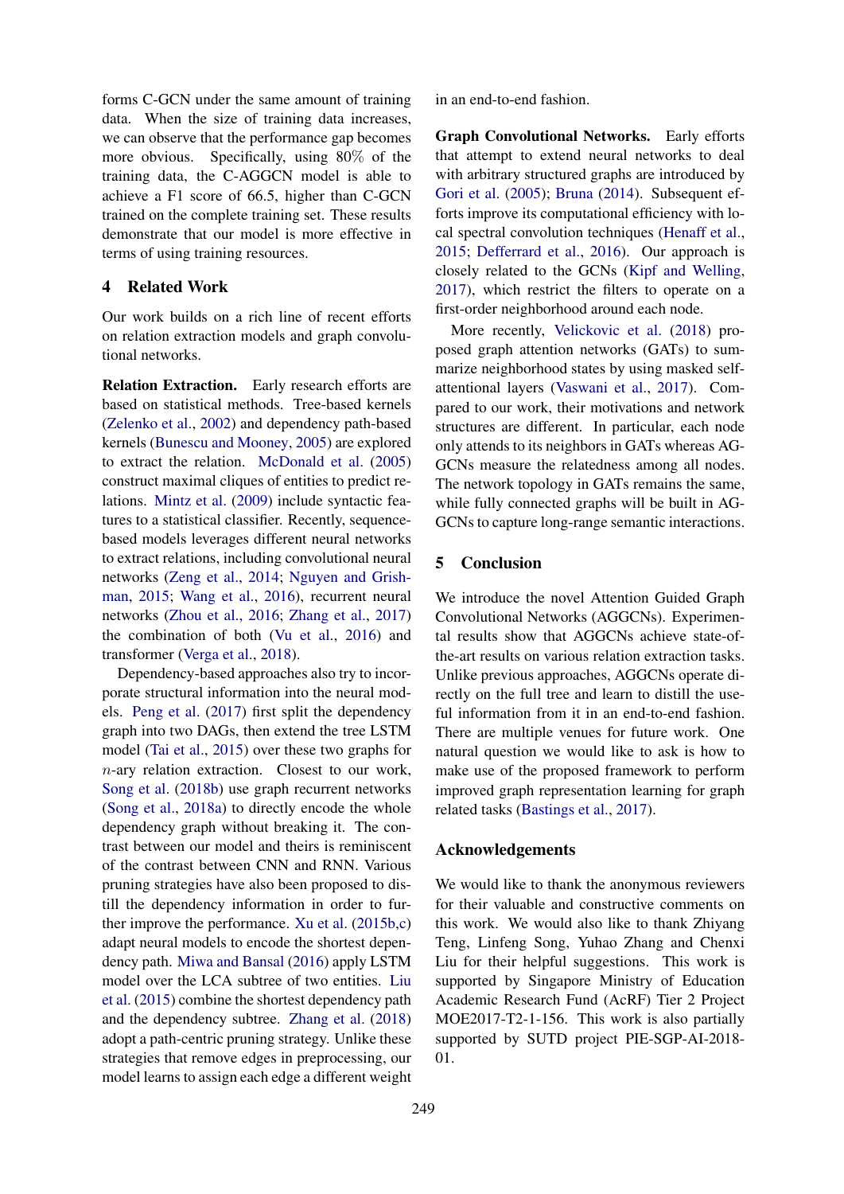forms C-GCN under the same amount of training data. When the size of training data increases, we can observe that the performance gap becomes more obvious. Specifically, using 80% of the training data, the C-AGGCN model is able to achieve a F1 score of 66.5, higher than C-GCN trained on the complete training set. These results demonstrate that our model is more effective in terms of using training resources.

## 4 Related Work

Our work builds on a rich line of recent efforts on relation extraction models and graph convolutional networks.

**Relation Extraction.** Early research efforts are based on statistical methods. Tree-based kernels (Zelenko et al., 2002) and dependency path-based kernels (Bunescu and Mooney, 2005) are explored to extract the relation. McDonald et al. (2005) construct maximal cliques of entities to predict relations. Mintz et al. (2009) include syntactic features to a statistical classifier. Recently, sequence-based models leverages different neural networks to extract relations, including convolutional neural networks (Zeng et al., 2014; Nguyen and Grishman, 2015; Wang et al., 2016), recurrent neural networks (Zhou et al., 2016; Zhang et al., 2017) the combination of both (Vu et al., 2016) and transformer (Verga et al., 2018).

Dependency-based approaches also try to incorporate structural information into the neural models. Peng et al. (2017) first split the dependency graph into two DAGs, then extend the tree LSTM model (Tai et al., 2015) over these two graphs for $n$-ary relation extraction. Closest to our work, Song et al. (2018b) use graph recurrent networks (Song et al., 2018a) to directly encode the whole dependency graph without breaking it. The contrast between our model and theirs is reminiscent of the contrast between CNN and RNN. Various pruning strategies have also been proposed to distill the dependency information in order to further improve the performance. Xu et al. (2015b,c) adapt neural models to encode the shortest dependency path. Miwa and Bansal (2016) apply LSTM model over the LCA subtree of two entities. Liu et al. (2015) combine the shortest dependency path and the dependency subtree. Zhang et al. (2018) adopt a path-centric pruning strategy. Unlike these strategies that remove edges in preprocessing, our model learns to assign each edge a different weight in an end-to-end fashion.

**Graph Convolutional Networks.** Early efforts that attempt to extend neural networks to deal with arbitrary structured graphs are introduced by Gori et al. (2005); Bruna (2014). Subsequent efforts improve its computational efficiency with local spectral convolution techniques (Henaff et al., 2015; Defferrard et al., 2016). Our approach is closely related to the GCNs (Kipf and Welling, 2017), which restrict the filters to operate on a first-order neighborhood around each node.

More recently, Velickovic et al. (2018) proposed graph attention networks (GATs) to summarize neighborhood states by using masked self-attentional layers (Vaswani et al., 2017). Compared to our work, their motivations and network structures are different. In particular, each node only attends to its neighbors in GATs whereas AGGCNs measure the relatedness among all nodes. The network topology in GATs remains the same, while fully connected graphs will be built in AGGCNs to capture long-range semantic interactions.

## 5 Conclusion

We introduce the novel Attention Guided Graph Convolutional Networks (AGGCNs). Experimental results show that AGGCNs achieve state-of-the-art results on various relation extraction tasks. Unlike previous approaches, AGGCNs operate directly on the full tree and learn to distill the useful information from it in an end-to-end fashion. There are multiple venues for future work. One natural question we would like to ask is how to make use of the proposed framework to perform improved graph representation learning for graph related tasks (Bastings et al., 2017).

## Acknowledgements

We would like to thank the anonymous reviewers for their valuable and constructive comments on this work. We would also like to thank Zhiyang Teng, Linfeng Song, Yuhao Zhang and Chenxi Liu for their helpful suggestions. This work is supported by Singapore Ministry of Education Academic Research Fund (AcRF) Tier 2 Project MOE2017-T2-1-156. This work is also partially supported by SUTD project PIE-SGP-AI-2018-01.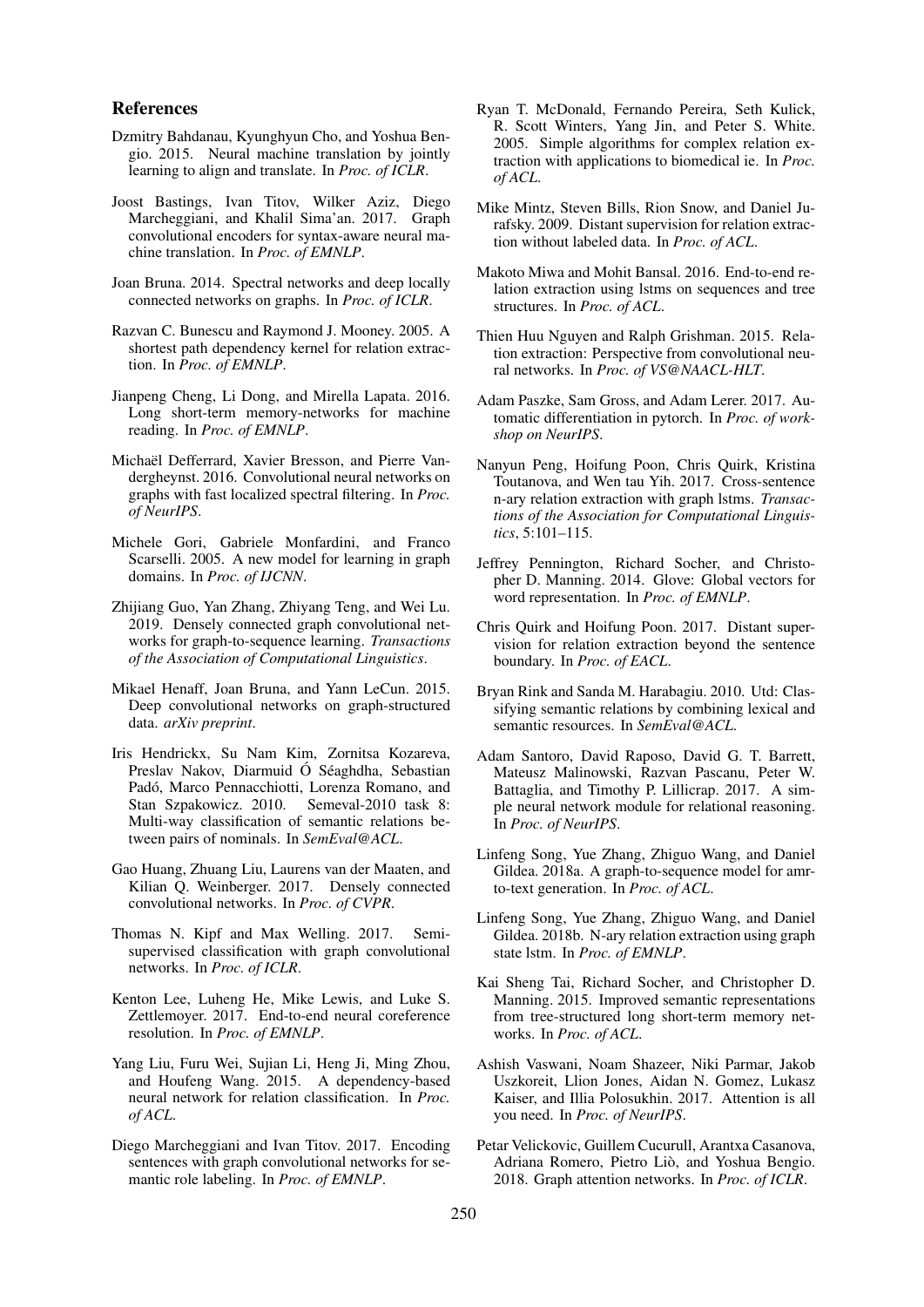## References

Dzmitry Bahdanau, Kyunghyun Cho, and Yoshua Bengio. 2015. Neural machine translation by jointly learning to align and translate. In *Proc. of ICLR*.

Joost Bastings, Ivan Titov, Wilker Aziz, Diego Marcheggiani, and Khalil Sima'an. 2017. Graph convolutional encoders for syntax-aware neural machine translation. In *Proc. of EMNLP*.

Joan Bruna. 2014. Spectral networks and deep locally connected networks on graphs. In *Proc. of ICLR*.

Razvan C. Bunescu and Raymond J. Mooney. 2005. A shortest path dependency kernel for relation extraction. In *Proc. of EMNLP*.

Jianpeng Cheng, Li Dong, and Mirella Lapata. 2016. Long short-term memory-networks for machine reading. In *Proc. of EMNLP*.

Michaël Defferrard, Xavier Bresson, and Pierre Vandergheynst. 2016. Convolutional neural networks on graphs with fast localized spectral filtering. In *Proc. of NeurIPS*.

Michele Gori, Gabriele Monfardini, and Franco Scarselli. 2005. A new model for learning in graph domains. In *Proc. of IJCNN*.

Zhijiang Guo, Yan Zhang, Zhiyang Teng, and Wei Lu. 2019. Densely connected graph convolutional networks for graph-to-sequence learning. *Transactions of the Association of Computational Linguistics*.

Mikael Henaff, Joan Bruna, and Yann LeCun. 2015. Deep convolutional networks on graph-structured data. *arXiv preprint*.

Iris Hendrickx, Su Nam Kim, Zornitsa Kozareva, Preslav Nakov, Diarmuid Ó Séaghdha, Sebastian Padó, Marco Pennacchiotti, Lorenza Romano, and Stan Szpakowicz. 2010. Semeval-2010 task 8: Multi-way classification of semantic relations between pairs of nominals. In *SemEval@ACL*.

Gao Huang, Zhuang Liu, Laurens van der Maaten, and Kilian Q. Weinberger. 2017. Densely connected convolutional networks. In *Proc. of CVPR*.

Thomas N. Kipf and Max Welling. 2017. Semi-supervised classification with graph convolutional networks. In *Proc. of ICLR*.

Kenton Lee, Luheng He, Mike Lewis, and Luke S. Zettlemoyer. 2017. End-to-end neural coreference resolution. In *Proc. of EMNLP*.

Yang Liu, Furu Wei, Sujian Li, Heng Ji, Ming Zhou, and Houfeng Wang. 2015. A dependency-based neural network for relation classification. In *Proc. of ACL*.

Diego Marcheggiani and Ivan Titov. 2017. Encoding sentences with graph convolutional networks for semantic role labeling. In *Proc. of EMNLP*.

Ryan T. McDonald, Fernando Pereira, Seth Kulick, R. Scott Winters, Yang Jin, and Peter S. White. 2005. Simple algorithms for complex relation extraction with applications to biomedical ie. In *Proc. of ACL*.

Mike Mintz, Steven Bills, Rion Snow, and Daniel Jurafsky. 2009. Distant supervision for relation extraction without labeled data. In *Proc. of ACL*.

Makoto Miwa and Mohit Bansal. 2016. End-to-end relation extraction using lstms on sequences and tree structures. In *Proc. of ACL*.

Thien Huu Nguyen and Ralph Grishman. 2015. Relation extraction: Perspective from convolutional neural networks. In *Proc. of VS@NAACL-HLT*.

Adam Paszke, Sam Gross, and Adam Lerer. 2017. Automatic differentiation in pytorch. In *Proc. of workshop on NeurIPS*.

Nanyun Peng, Hoifung Poon, Chris Quirk, Kristina Toutanova, and Wen tau Yih. 2017. Cross-sentence n-ary relation extraction with graph lstms. *Transactions of the Association for Computational Linguistics*, 5:101–115.

Jeffrey Pennington, Richard Socher, and Christopher D. Manning. 2014. Glove: Global vectors for word representation. In *Proc. of EMNLP*.

Chris Quirk and Hoifung Poon. 2017. Distant supervision for relation extraction beyond the sentence boundary. In *Proc. of EACL*.

Bryan Rink and Sanda M. Harabagiu. 2010. Utd: Classifying semantic relations by combining lexical and semantic resources. In *SemEval@ACL*.

Adam Santoro, David Raposo, David G. T. Barrett, Mateusz Malinowski, Razvan Pascanu, Peter W. Battaglia, and Timothy P. Lillicrap. 2017. A simple neural network module for relational reasoning. In *Proc. of NeurIPS*.

Linfeng Song, Yue Zhang, Zhiguo Wang, and Daniel Gildea. 2018a. A graph-to-sequence model for amr-to-text generation. In *Proc. of ACL*.

Linfeng Song, Yue Zhang, Zhiguo Wang, and Daniel Gildea. 2018b. N-ary relation extraction using graph state lstm. In *Proc. of EMNLP*.

Kai Sheng Tai, Richard Socher, and Christopher D. Manning. 2015. Improved semantic representations from tree-structured long short-term memory networks. In *Proc. of ACL*.

Ashish Vaswani, Noam Shazeer, Niki Parmar, Jakob Uszkoreit, Llion Jones, Aidan N. Gomez, Lukasz Kaiser, and Illia Polosukhin. 2017. Attention is all you need. In *Proc. of NeurIPS*.

Petar Velickovic, Guillem Cucurull, Arantxa Casanova, Adriana Romero, Pietro Liò, and Yoshua Bengio. 2018. Graph attention networks. In *Proc. of ICLR*.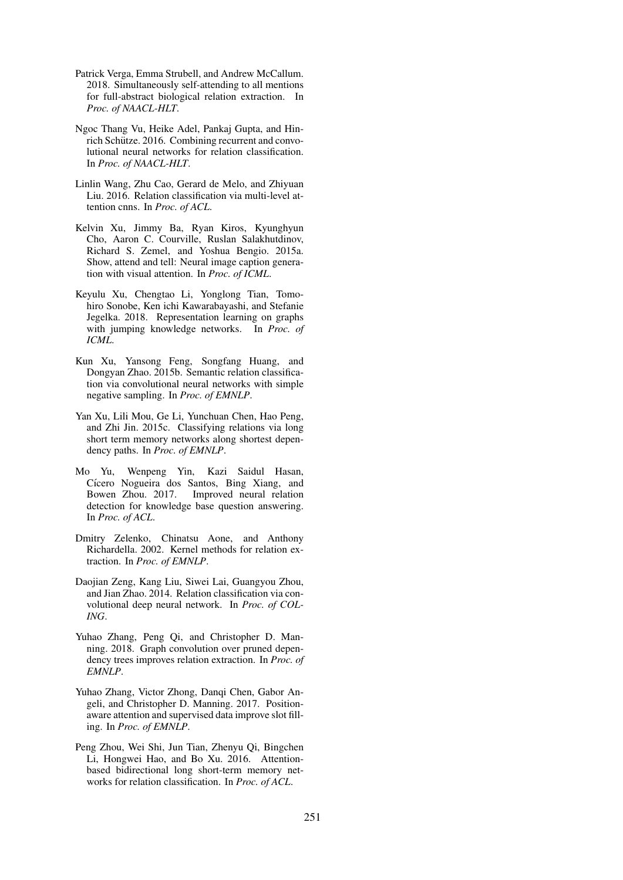Patrick Verga, Emma Strubell, and Andrew McCallum. 2018. Simultaneously self-attending to all mentions for full-abstract biological relation extraction. In *Proc. of NAACL-HLT*.

Ngoc Thang Vu, Heike Adel, Pankaj Gupta, and Hinrich Schütze. 2016. Combining recurrent and convolutional neural networks for relation classification. In *Proc. of NAACL-HLT*.

Linlin Wang, Zhu Cao, Gerard de Melo, and Zhiyuan Liu. 2016. Relation classification via multi-level attention cnns. In *Proc. of ACL*.

Kelvin Xu, Jimmy Ba, Ryan Kiros, Kyunghyun Cho, Aaron C. Courville, Ruslan Salakhutdinov, Richard S. Zemel, and Yoshua Bengio. 2015a. Show, attend and tell: Neural image caption generation with visual attention. In *Proc. of ICML*.

Keyulu Xu, Chengtao Li, Yonglong Tian, Tomohiro Sonobe, Ken ichi Kawarabayashi, and Stefanie Jegelka. 2018. Representation learning on graphs with jumping knowledge networks. In *Proc. of ICML*.

Kun Xu, Yansong Feng, Songfang Huang, and Dongyan Zhao. 2015b. Semantic relation classification via convolutional neural networks with simple negative sampling. In *Proc. of EMNLP*.

Yan Xu, Lili Mou, Ge Li, Yunchuan Chen, Hao Peng, and Zhi Jin. 2015c. Classifying relations via long short term memory networks along shortest dependency paths. In *Proc. of EMNLP*.

Mo Yu, Wenpeng Yin, Kazi Saidul Hasan, Cícero Nogueira dos Santos, Bing Xiang, and Bowen Zhou. 2017. Improved neural relation detection for knowledge base question answering. In *Proc. of ACL*.

Dmitry Zelenko, Chinatsu Aone, and Anthony Richardella. 2002. Kernel methods for relation extraction. In *Proc. of EMNLP*.

Daojian Zeng, Kang Liu, Siwei Lai, Guangyou Zhou, and Jian Zhao. 2014. Relation classification via convolutional deep neural network. In *Proc. of COLING*.

Yuhao Zhang, Peng Qi, and Christopher D. Manning. 2018. Graph convolution over pruned dependency trees improves relation extraction. In *Proc. of EMNLP*.

Yuhao Zhang, Victor Zhong, Danqi Chen, Gabor Angeli, and Christopher D. Manning. 2017. Position-aware attention and supervised data improve slot filling. In *Proc. of EMNLP*.

Peng Zhou, Wei Shi, Jun Tian, Zhenyu Qi, Bingchen Li, Hongwei Hao, and Bo Xu. 2016. Attention-based bidirectional long short-term memory networks for relation classification. In *Proc. of ACL*.